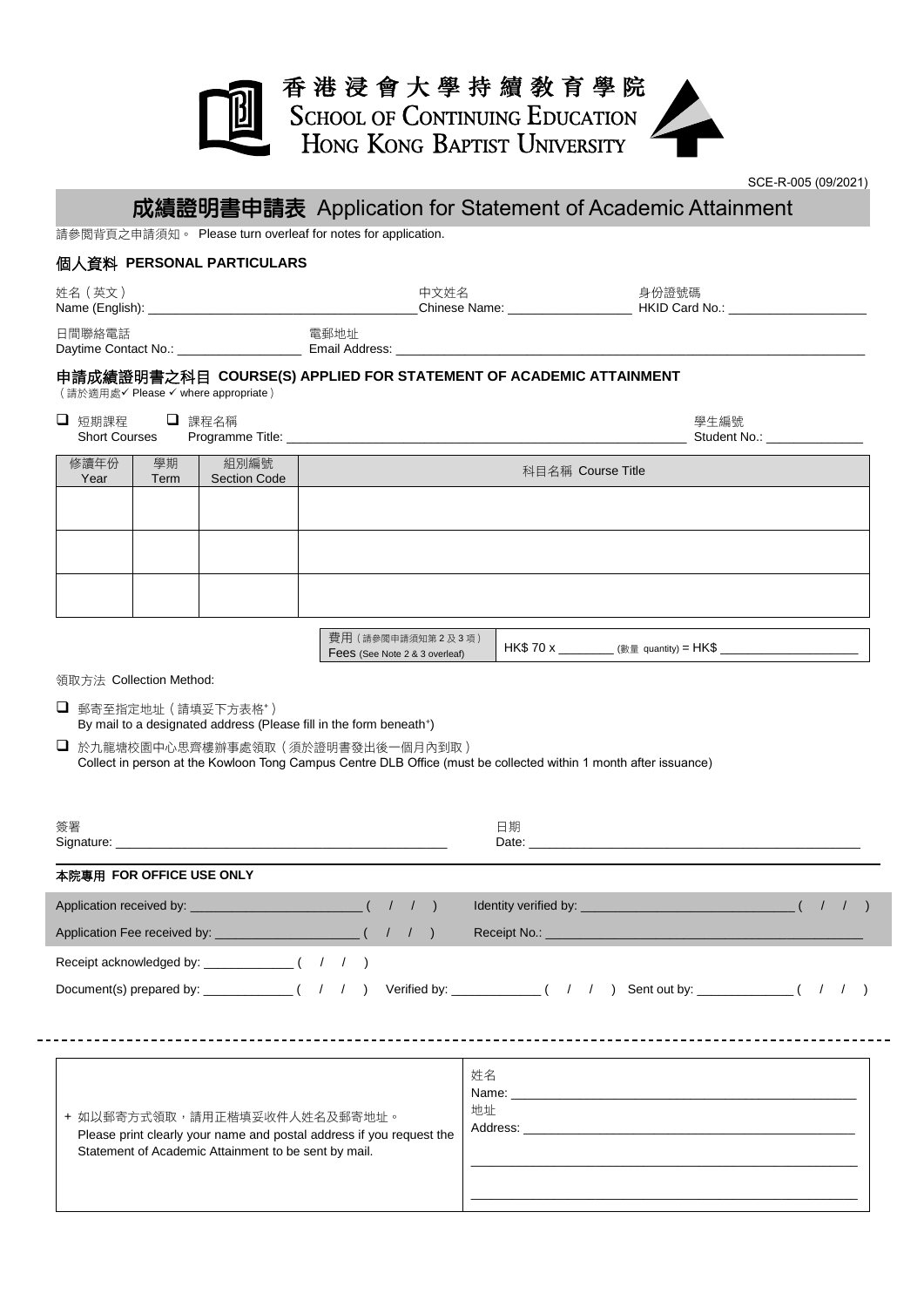# 香港浸會大學持續教育學院
# SCHOOL OF CONTINUING EDUCATION HONG KONG BAPTIST UNIVERSITY

SCE-R-005 (09/2021)

## 成績證明書申請表 Application for Statement of Academic Attainment

請參閱背頁之申請須知。 Please turn overleaf for notes for application.

### 個人資料 PERSONAL PARTICULARS

姓名（英文）
Name (English): ____________________ 中文姓名
Chinese Name: ____________ 身份證號碼
HKID Card No.: ____________

日間聯絡電話
Daytime Contact No.: ____________ 電郵地址
Email Address: ____________________

### 申請成績證明書之科目 COURSE(S) APPLIED FOR STATEMENT OF ACADEMIC ATTAINMENT

（請於適用處✓ Please ✓ where appropriate）

❑ 短期課程 Short Courses ❑ 課程名稱 Programme Title: ____________________ 學生編號 Student No.: ____________

| 修讀年份 Year | 學期 Term | 組別編號 Section Code | 科目名稱 Course Title |
|---|---|---|---|
| | | | |
| | | | |
| | | | |

| 費用（請參閱申請須知第 2 及 3 項） Fees (See Note 2 & 3 overleaf) | HK$ 70 x ________ (數量 quantity) = HK$ ____________ |
|---|---|

領取方法 Collection Method:

❑ 郵寄至指定地址（請填妥下方表格⁺）
By mail to a designated address (Please fill in the form beneath⁺)

❑ 於九龍塘校園中心思齊樓辦事處領取（須於證明書發出後一個月內到取）
Collect in person at the Kowloon Tong Campus Centre DLB Office (must be collected within 1 month after issuance)

簽署
Signature: ____________________ 日期
Date: ____________________

### 本院專用 FOR OFFICE USE ONLY

Application received by: ____________ ( / / ) Identity verified by: ____________ ( / / )

Application Fee received by: ____________ ( / / ) Receipt No.: ____________

Receipt acknowledged by: ____________ ( / / )

Document(s) prepared by: ____________ ( / / ) Verified by: ____________ ( / / ) Sent out by: ____________ ( / / )

---

| + 如以郵寄方式領取，請用正楷填妥收件人姓名及郵寄地址。 Please print clearly your name and postal address if you request the Statement of Academic Attainment to be sent by mail. | 姓名 Name: ____________ 地址 Address: ____________ |
|---|---|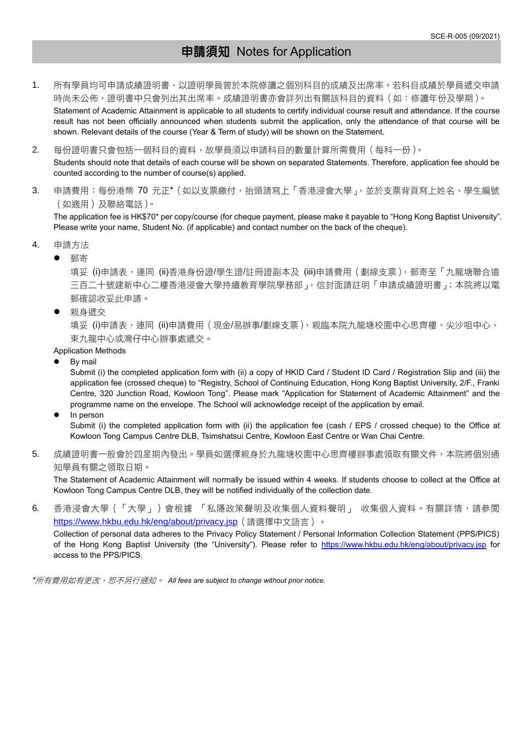# 申請須知 Notes for Application

1. 所有學員均可申請成績證明書，以證明學員曾於本院修讀之個別科目的成績及出席率。若科目成績於學員遞交申請時尚未公佈，證明書中只會列出其出席率。成績證明書亦會詳列出有關該科目的資料（如：修讀年份及學期）。
   Statement of Academic Attainment is applicable to all students to certify individual course result and attendance. If the course result has not been officially announced when students submit the application, only the attendance of that course will be shown. Relevant details of the course (Year & Term of study) will be shown on the Statement.

2. 每份證明書只會包括一個科目的資料，故學員須以申請科目的數量計算所需費用（每科一份）。
   Students should note that details of each course will be shown on separated Statements. Therefore, application fee should be counted according to the number of course(s) applied.

3. 申請費用：每份港幣 70 元正*（如以支票繳付，抬頭請寫上「香港浸會大學」，並於支票背頁寫上姓名、學生編號（如適用）及聯絡電話）。
   The application fee is HK$70* per copy/course (for cheque payment, please make it payable to "Hong Kong Baptist University". Please write your name, Student No. (if applicable) and contact number on the back of the cheque).

4. 申請方法
   - 郵寄
     填妥 (i)申請表，連同 (ii)香港身份證/學生證/註冊證副本及 (iii)申請費用（劃線支票），郵寄至「九龍塘聯合道三百二十號建新中心二樓香港浸會大學持續教育學院學務部」，信封面請註明「申請成績證明書」；本院將以電郵確認收妥此申請。
   - 親身遞交
     填妥 (i)申請表，連同 (ii)申請費用（現金/易辦事/劃線支票），親臨本院九龍塘校園中心思齊樓、尖沙咀中心、東九龍中心或灣仔中心辦事處遞交。

   Application Methods
   - By mail
     Submit (i) the completed application form with (ii) a copy of HKID Card / Student ID Card / Registration Slip and (iii) the application fee (crossed cheque) to "Registry, School of Continuing Education, Hong Kong Baptist University, 2/F., Franki Centre, 320 Junction Road, Kowloon Tong". Please mark "Application for Statement of Academic Attainment" and the programme name on the envelope. The School will acknowledge receipt of the application by email.
   - In person
     Submit (i) the completed application form with (ii) the application fee (cash / EPS / crossed cheque) to the Office at Kowloon Tong Campus Centre DLB, Tsimshatsui Centre, Kowloon East Centre or Wan Chai Centre.

5. 成績證明書一般會於四星期內發出。學員如選擇親身於九龍塘校園中心思齊樓辦事處領取有關文件，本院將個別通知學員有關之領取日期。
   The Statement of Academic Attainment will normally be issued within 4 weeks. If students choose to collect at the Office at Kowloon Tong Campus Centre DLB, they will be notified individually of the collection date.

6. 香港浸會大學（「大學」）會根據 「私隱政策聲明及收集個人資料聲明」 收集個人資料。有關詳情，請參閱 https://www.hkbu.edu.hk/eng/about/privacy.jsp（請選擇中文語言）。
   Collection of personal data adheres to the Privacy Policy Statement / Personal Information Collection Statement (PPS/PICS) of the Hong Kong Baptist University (the "University"). Please refer to https://www.hkbu.edu.hk/eng/about/privacy.jsp for access to the PPS/PICS.

*所有費用如有更改，恕不另行通知。 All fees are subject to change without prior notice.*